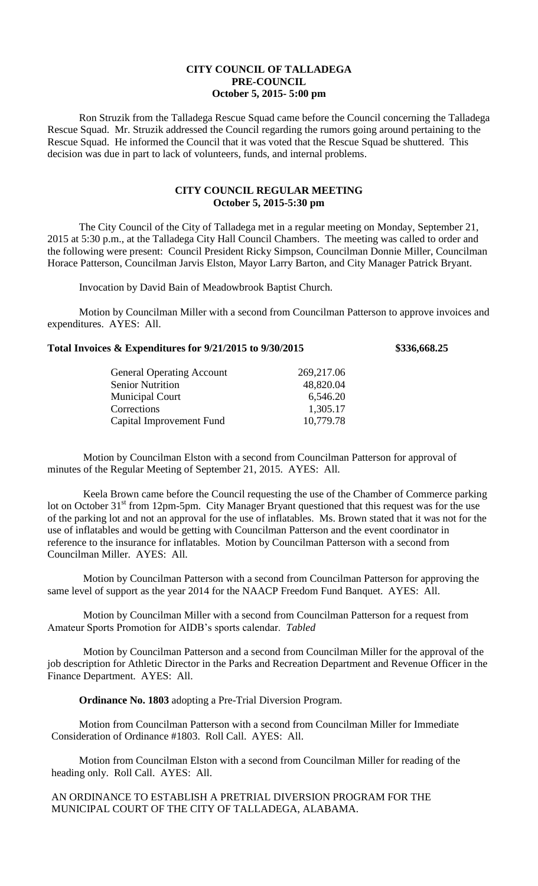**CITY COUNCIL OF TALLADEGA**
**PRE-COUNCIL**
**October 5, 2015- 5:00 pm**

Ron Struzik from the Talladega Rescue Squad came before the Council concerning the Talladega Rescue Squad. Mr. Struzik addressed the Council regarding the rumors going around pertaining to the Rescue Squad. He informed the Council that it was voted that the Rescue Squad be shuttered. This decision was due in part to lack of volunteers, funds, and internal problems.

**CITY COUNCIL REGULAR MEETING**
**October 5, 2015-5:30 pm**

The City Council of the City of Talladega met in a regular meeting on Monday, September 21, 2015 at 5:30 p.m., at the Talladega City Hall Council Chambers. The meeting was called to order and the following were present: Council President Ricky Simpson, Councilman Donnie Miller, Councilman Horace Patterson, Councilman Jarvis Elston, Mayor Larry Barton, and City Manager Patrick Bryant.

Invocation by David Bain of Meadowbrook Baptist Church.

Motion by Councilman Miller with a second from Councilman Patterson to approve invoices and expenditures. AYES: All.

**Total Invoices & Expenditures for 9/21/2015 to 9/30/2015** **\$336,668.25**

| | |
|---|---|
| General Operating Account | 269,217.06 |
| Senior Nutrition | 48,820.04 |
| Municipal Court | 6,546.20 |
| Corrections | 1,305.17 |
| Capital Improvement Fund | 10,779.78 |

Motion by Councilman Elston with a second from Councilman Patterson for approval of minutes of the Regular Meeting of September 21, 2015. AYES: All.

Keela Brown came before the Council requesting the use of the Chamber of Commerce parking lot on October 31st from 12pm-5pm. City Manager Bryant questioned that this request was for the use of the parking lot and not an approval for the use of inflatables. Ms. Brown stated that it was not for the use of inflatables and would be getting with Councilman Patterson and the event coordinator in reference to the insurance for inflatables. Motion by Councilman Patterson with a second from Councilman Miller. AYES: All.

Motion by Councilman Patterson with a second from Councilman Patterson for approving the same level of support as the year 2014 for the NAACP Freedom Fund Banquet. AYES: All.

Motion by Councilman Miller with a second from Councilman Patterson for a request from Amateur Sports Promotion for AIDB's sports calendar. *Tabled*

Motion by Councilman Patterson and a second from Councilman Miller for the approval of the job description for Athletic Director in the Parks and Recreation Department and Revenue Officer in the Finance Department. AYES: All.

**Ordinance No. 1803** adopting a Pre-Trial Diversion Program.

Motion from Councilman Patterson with a second from Councilman Miller for Immediate Consideration of Ordinance #1803. Roll Call. AYES: All.

Motion from Councilman Elston with a second from Councilman Miller for reading of the heading only. Roll Call. AYES: All.

AN ORDINANCE TO ESTABLISH A PRETRIAL DIVERSION PROGRAM FOR THE MUNICIPAL COURT OF THE CITY OF TALLADEGA, ALABAMA.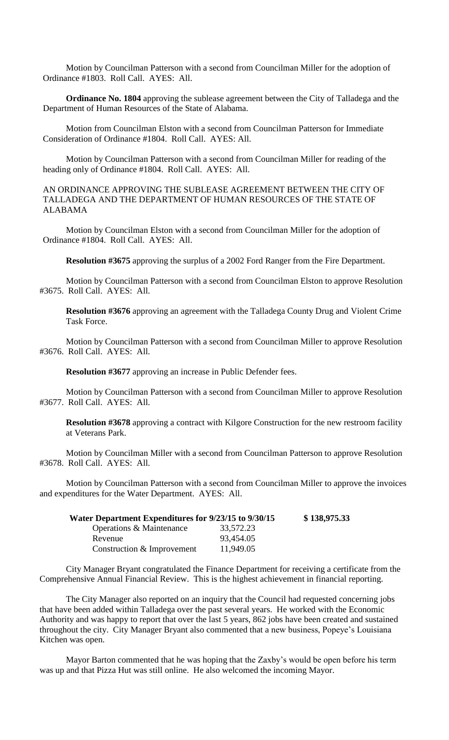Motion by Councilman Patterson with a second from Councilman Miller for the adoption of Ordinance #1803. Roll Call. AYES: All.

**Ordinance No. 1804** approving the sublease agreement between the City of Talladega and the Department of Human Resources of the State of Alabama.

Motion from Councilman Elston with a second from Councilman Patterson for Immediate Consideration of Ordinance #1804. Roll Call. AYES: All.

Motion by Councilman Patterson with a second from Councilman Miller for reading of the heading only of Ordinance #1804. Roll Call. AYES: All.

AN ORDINANCE APPROVING THE SUBLEASE AGREEMENT BETWEEN THE CITY OF TALLADEGA AND THE DEPARTMENT OF HUMAN RESOURCES OF THE STATE OF ALABAMA

Motion by Councilman Elston with a second from Councilman Miller for the adoption of Ordinance #1804. Roll Call. AYES: All.

**Resolution #3675** approving the surplus of a 2002 Ford Ranger from the Fire Department.

Motion by Councilman Patterson with a second from Councilman Elston to approve Resolution #3675. Roll Call. AYES: All.

**Resolution #3676** approving an agreement with the Talladega County Drug and Violent Crime Task Force.

Motion by Councilman Patterson with a second from Councilman Miller to approve Resolution #3676. Roll Call. AYES: All.

**Resolution #3677** approving an increase in Public Defender fees.

Motion by Councilman Patterson with a second from Councilman Miller to approve Resolution #3677. Roll Call. AYES: All.

**Resolution #3678** approving a contract with Kilgore Construction for the new restroom facility at Veterans Park.

Motion by Councilman Miller with a second from Councilman Patterson to approve Resolution #3678. Roll Call. AYES: All.

Motion by Councilman Patterson with a second from Councilman Miller to approve the invoices and expenditures for the Water Department. AYES: All.

| **Water Department Expenditures for 9/23/15 to 9/30/15** | | **$ 138,975.33** |
|---|---|---|
| Operations & Maintenance | 33,572.23 | |
| Revenue | 93,454.05 | |
| Construction & Improvement | 11,949.05 | |

City Manager Bryant congratulated the Finance Department for receiving a certificate from the Comprehensive Annual Financial Review. This is the highest achievement in financial reporting.

The City Manager also reported on an inquiry that the Council had requested concerning jobs that have been added within Talladega over the past several years. He worked with the Economic Authority and was happy to report that over the last 5 years, 862 jobs have been created and sustained throughout the city. City Manager Bryant also commented that a new business, Popeye's Louisiana Kitchen was open.

Mayor Barton commented that he was hoping that the Zaxby's would be open before his term was up and that Pizza Hut was still online. He also welcomed the incoming Mayor.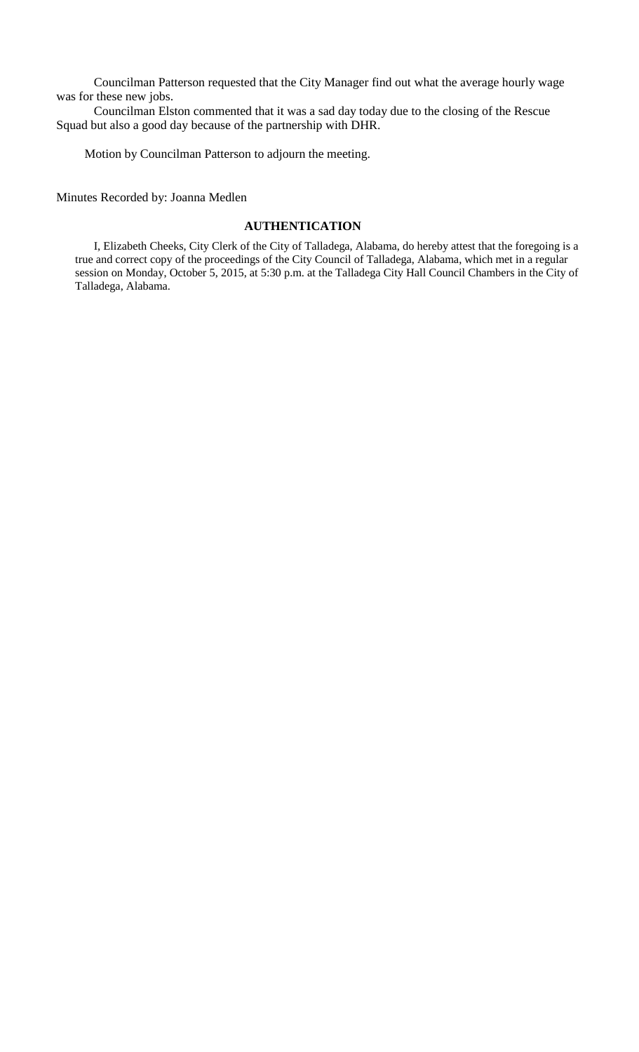Councilman Patterson requested that the City Manager find out what the average hourly wage was for these new jobs.

Councilman Elston commented that it was a sad day today due to the closing of the Rescue Squad but also a good day because of the partnership with DHR.

Motion by Councilman Patterson to adjourn the meeting.

Minutes Recorded by: Joanna Medlen

**AUTHENTICATION**

I, Elizabeth Cheeks, City Clerk of the City of Talladega, Alabama, do hereby attest that the foregoing is a true and correct copy of the proceedings of the City Council of Talladega, Alabama, which met in a regular session on Monday, October 5, 2015, at 5:30 p.m. at the Talladega City Hall Council Chambers in the City of Talladega, Alabama.